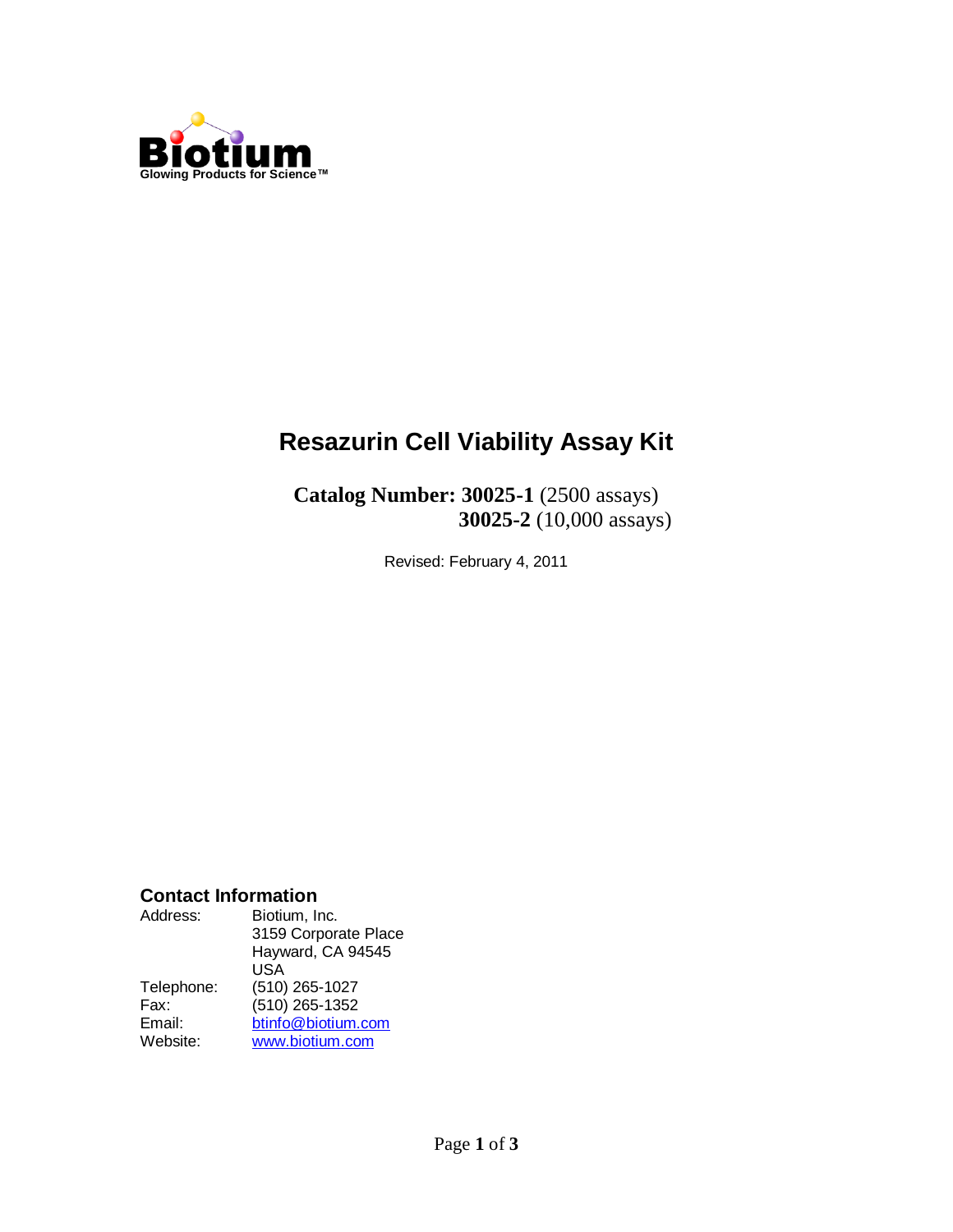Biotium
Glowing Products for Science™

# Resazurin Cell Viability Assay Kit

**Catalog Number: 30025-1** (2500 assays)
**30025-2** (10,000 assays)

Revised: February 4, 2011

## Contact Information

| | |
|---|---|
| Address: | Biotium, Inc.<br>3159 Corporate Place<br>Hayward, CA 94545<br>USA |
| Telephone: | (510) 265-1027 |
| Fax: | (510) 265-1352 |
| Email: | btinfo@biotium.com |
| Website: | www.biotium.com |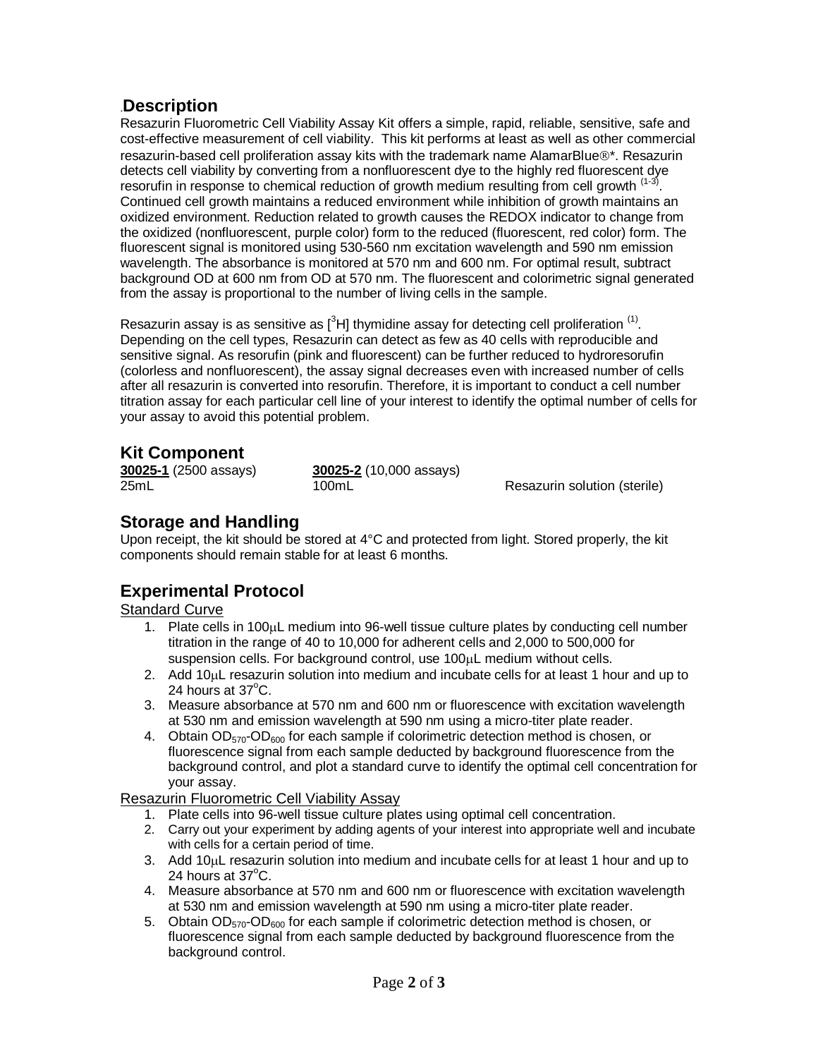## Description

Resazurin Fluorometric Cell Viability Assay Kit offers a simple, rapid, reliable, sensitive, safe and cost-effective measurement of cell viability. This kit performs at least as well as other commercial resazurin-based cell proliferation assay kits with the trademark name AlamarBlue®*. Resazurin detects cell viability by converting from a nonfluorescent dye to the highly red fluorescent dye resorufin in response to chemical reduction of growth medium resulting from cell growth [1-3]. Continued cell growth maintains a reduced environment while inhibition of growth maintains an oxidized environment. Reduction related to growth causes the REDOX indicator to change from the oxidized (nonfluorescent, purple color) form to the reduced (fluorescent, red color) form. The fluorescent signal is monitored using 530-560 nm excitation wavelength and 590 nm emission wavelength. The absorbance is monitored at 570 nm and 600 nm. For optimal result, subtract background OD at 600 nm from OD at 570 nm. The fluorescent and colorimetric signal generated from the assay is proportional to the number of living cells in the sample.

Resazurin assay is as sensitive as [$^3$H] thymidine assay for detecting cell proliferation [1]. Depending on the cell types, Resazurin can detect as few as 40 cells with reproducible and sensitive signal. As resorufin (pink and fluorescent) can be further reduced to hydroresorufin (colorless and nonfluorescent), the assay signal decreases even with increased number of cells after all resazurin is converted into resorufin. Therefore, it is important to conduct a cell number titration assay for each particular cell line of your interest to identify the optimal number of cells for your assay to avoid this potential problem.

## Kit Component

| **30025-1** (2500 assays) | **30025-2** (10,000 assays) | |
|---|---|---|
| 25mL | 100mL | Resazurin solution (sterile) |

## Storage and Handling

Upon receipt, the kit should be stored at 4°C and protected from light. Stored properly, the kit components should remain stable for at least 6 months.

## Experimental Protocol

Standard Curve

1. Plate cells in 100μL medium into 96-well tissue culture plates by conducting cell number titration in the range of 40 to 10,000 for adherent cells and 2,000 to 500,000 for suspension cells. For background control, use 100μL medium without cells.
2. Add 10μL resazurin solution into medium and incubate cells for at least 1 hour and up to 24 hours at 37°C.
3. Measure absorbance at 570 nm and 600 nm or fluorescence with excitation wavelength at 530 nm and emission wavelength at 590 nm using a micro-titer plate reader.
4. Obtain $OD_{570}$-$OD_{600}$ for each sample if colorimetric detection method is chosen, or fluorescence signal from each sample deducted by background fluorescence from the background control, and plot a standard curve to identify the optimal cell concentration for your assay.

Resazurin Fluorometric Cell Viability Assay

1. Plate cells into 96-well tissue culture plates using optimal cell concentration.
2. Carry out your experiment by adding agents of your interest into appropriate well and incubate with cells for a certain period of time.
3. Add 10μL resazurin solution into medium and incubate cells for at least 1 hour and up to 24 hours at 37°C.
4. Measure absorbance at 570 nm and 600 nm or fluorescence with excitation wavelength at 530 nm and emission wavelength at 590 nm using a micro-titer plate reader.
5. Obtain $OD_{570}$-$OD_{600}$ for each sample if colorimetric detection method is chosen, or fluorescence signal from each sample deducted by background fluorescence from the background control.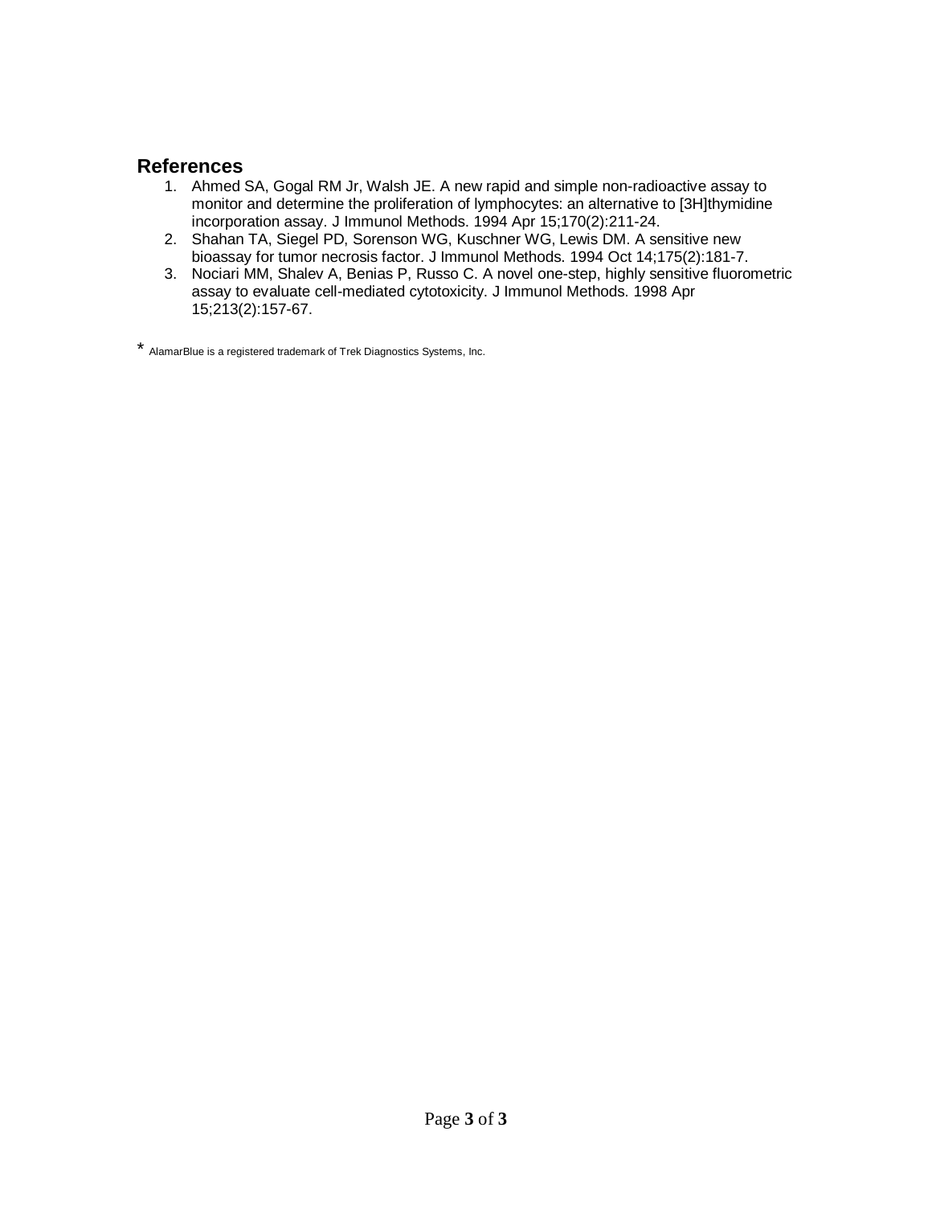## References

1. Ahmed SA, Gogal RM Jr, Walsh JE. A new rapid and simple non-radioactive assay to monitor and determine the proliferation of lymphocytes: an alternative to [3H]thymidine incorporation assay. J Immunol Methods. 1994 Apr 15;170(2):211-24.
2. Shahan TA, Siegel PD, Sorenson WG, Kuschner WG, Lewis DM. A sensitive new bioassay for tumor necrosis factor. J Immunol Methods. 1994 Oct 14;175(2):181-7.
3. Nociari MM, Shalev A, Benias P, Russo C. A novel one-step, highly sensitive fluorometric assay to evaluate cell-mediated cytotoxicity. J Immunol Methods. 1998 Apr 15;213(2):157-67.

* AlamarBlue is a registered trademark of Trek Diagnostics Systems, Inc.